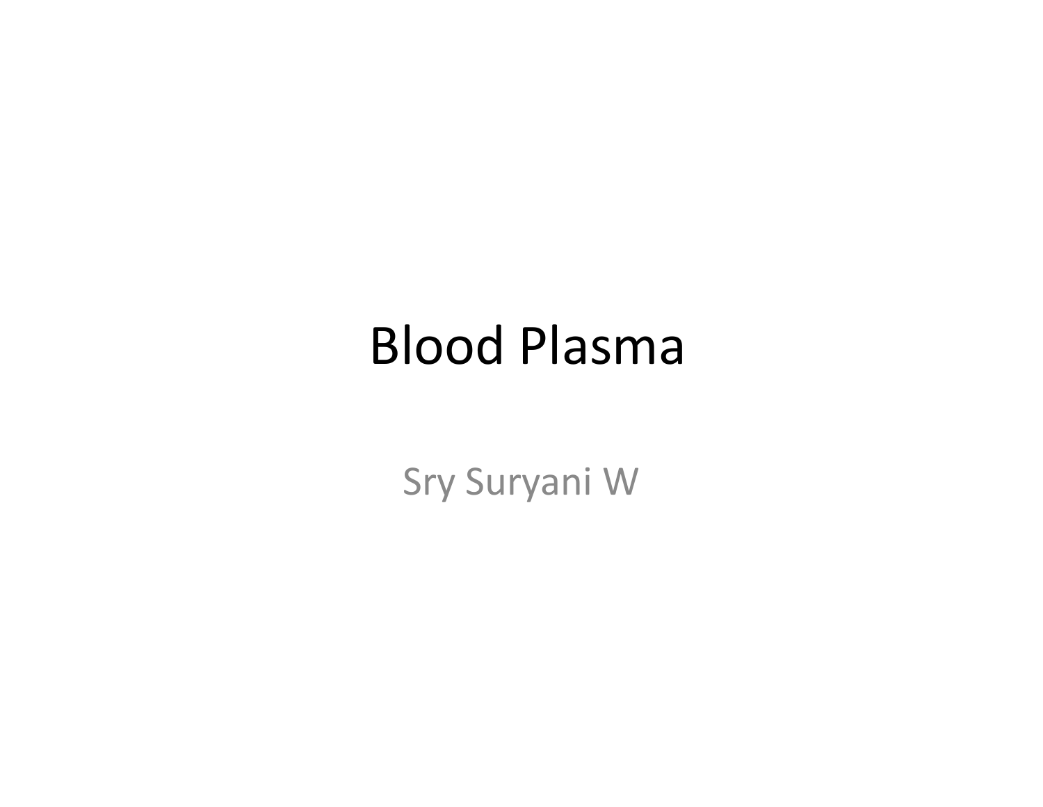# Blood Plasma

Sry Suryani W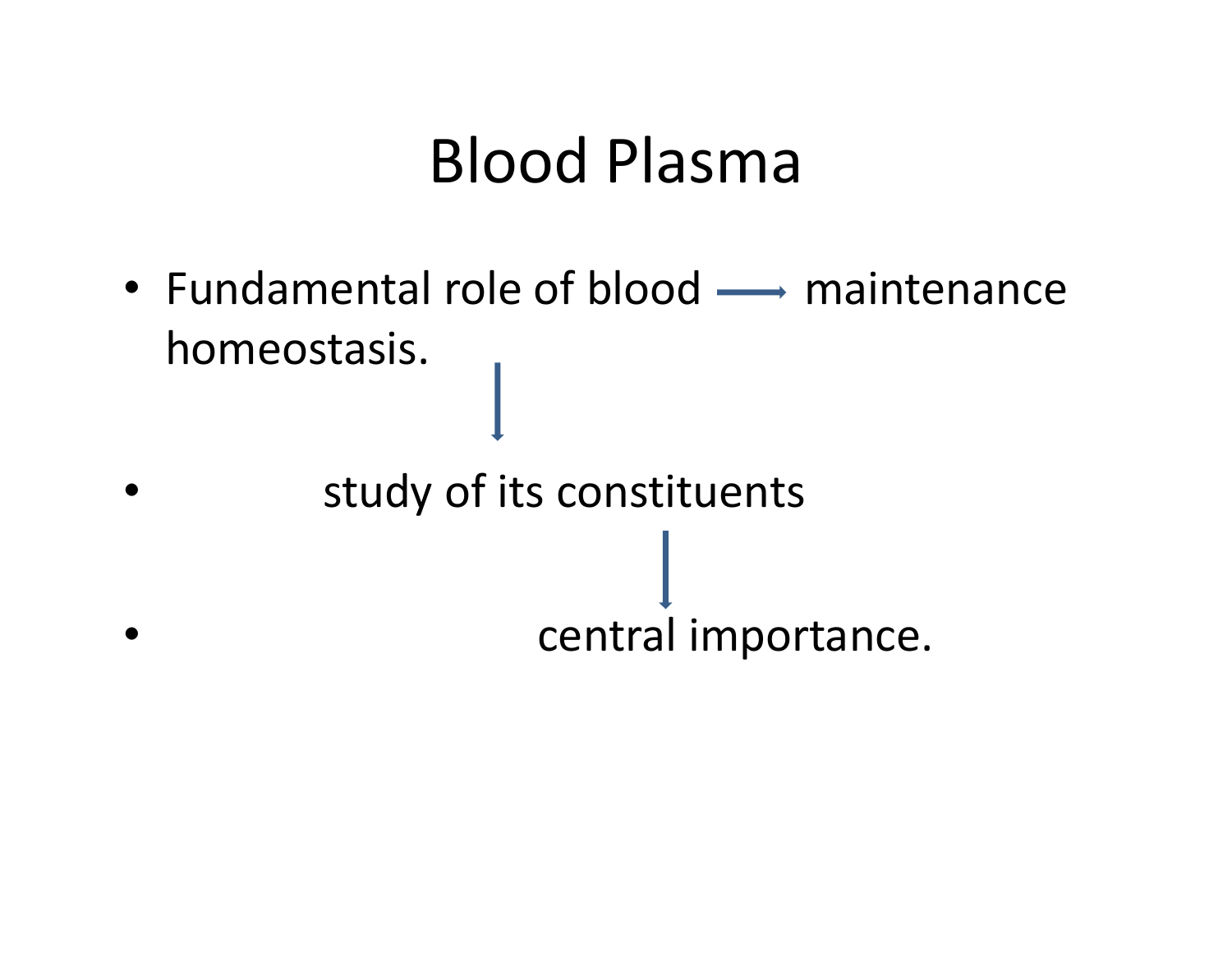# Blood Plasma

- Fundamental role of blood → maintenance homeostasis.
  ↓
- study of its constituents
  ↓
- central importance.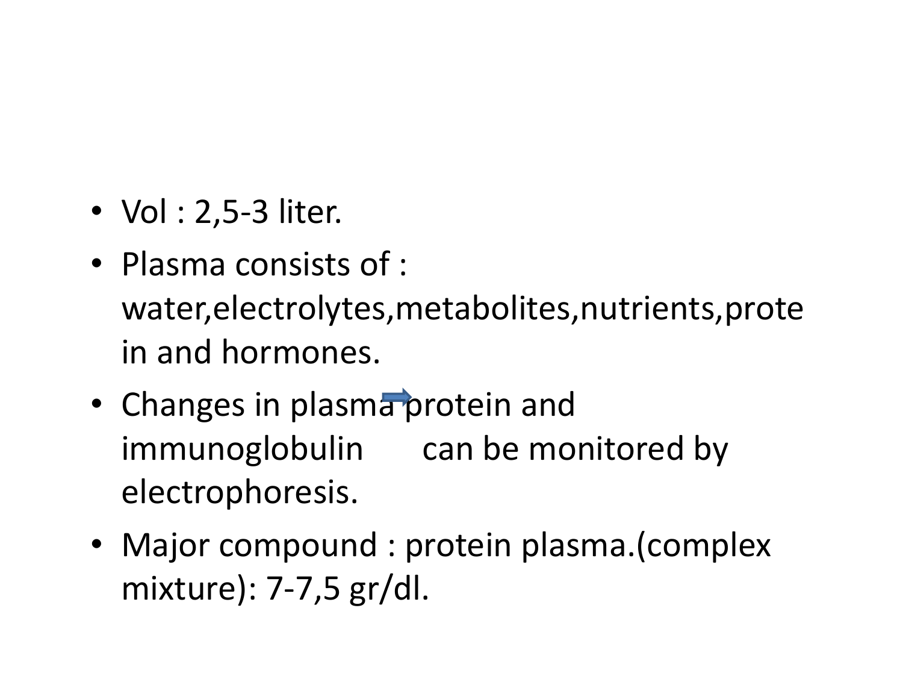- Vol : 2,5-3 liter.
- Plasma consists of : water,electrolytes,metabolites,nutrients,protein and hormones.
- Changes in plasma protein and immunoglobulin can be monitored by electrophoresis.
- Major compound : protein plasma.(complex mixture): 7-7,5 gr/dl.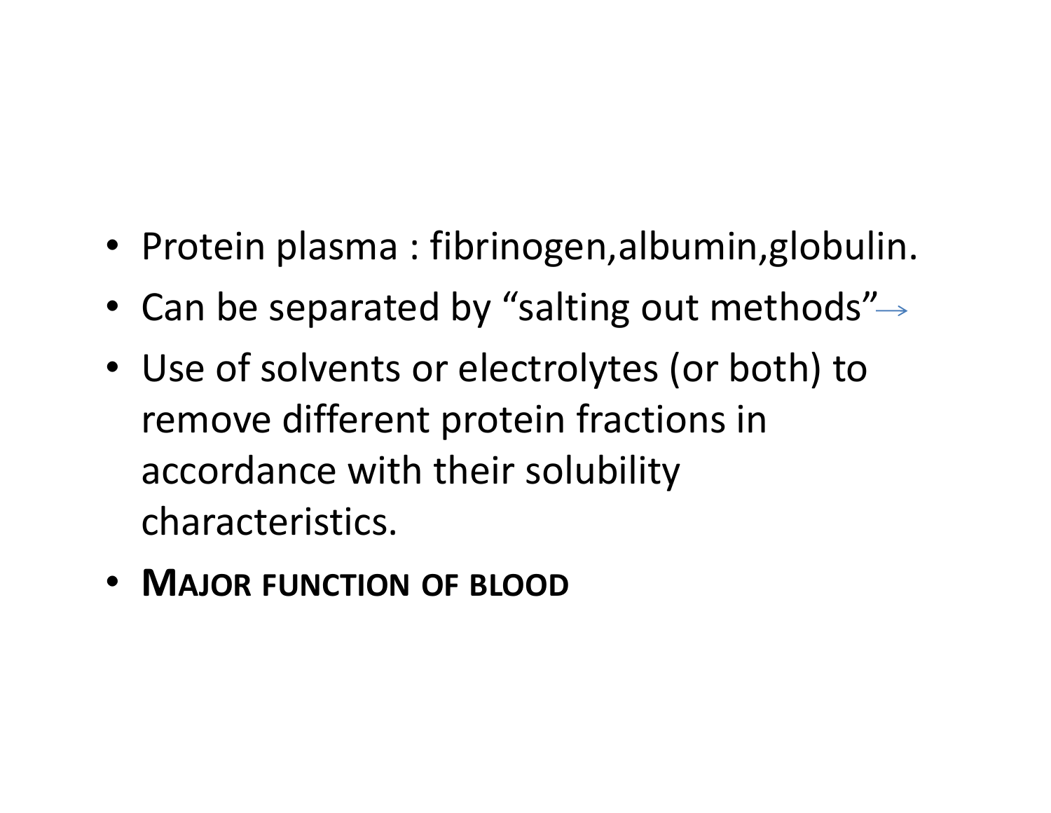- Protein plasma : fibrinogen,albumin,globulin.
- Can be separated by “salting out methods”→
- Use of solvents or electrolytes (or both) to remove different protein fractions in accordance with their solubility characteristics.
- **MAJOR FUNCTION OF BLOOD**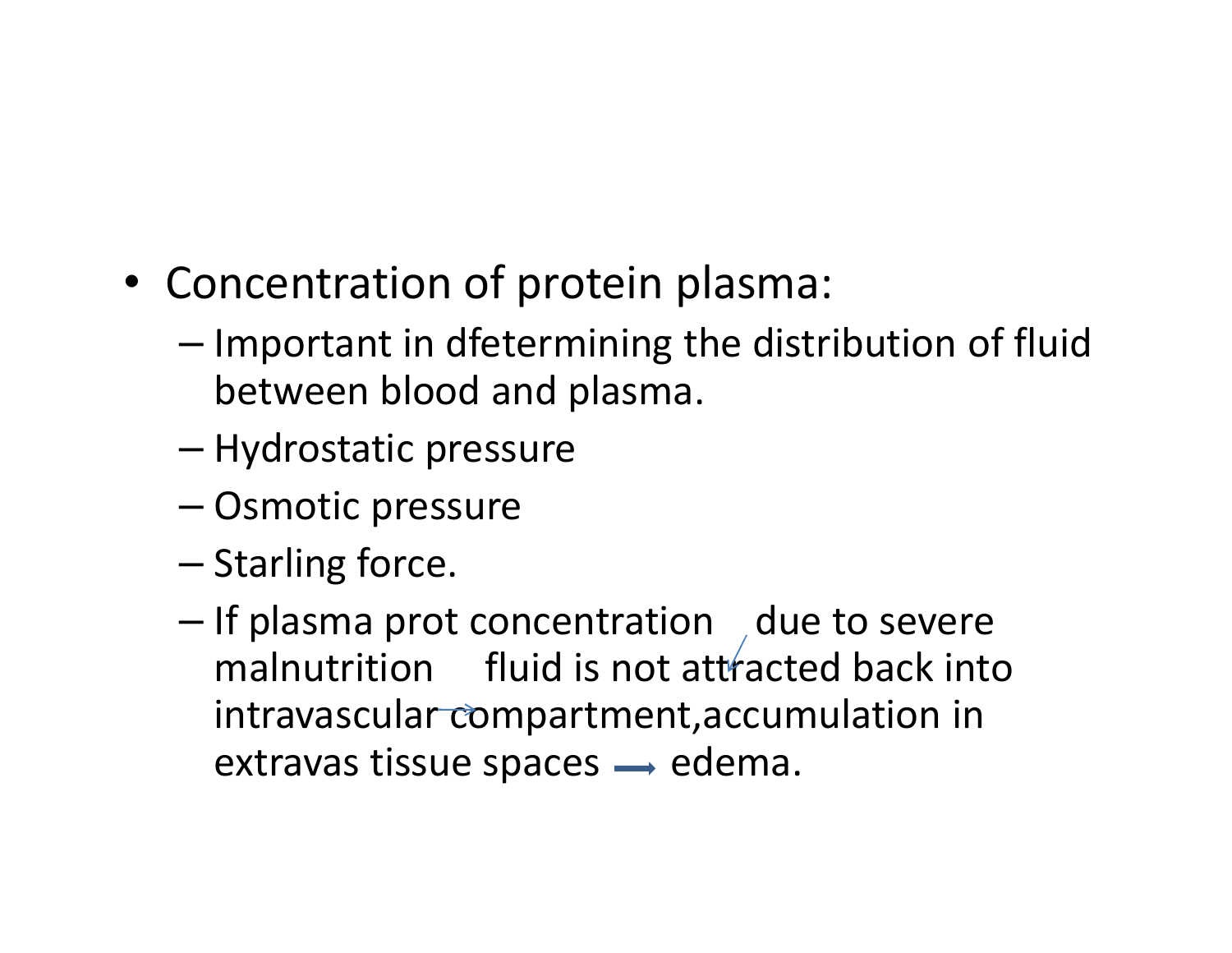- Concentration of protein plasma:
  - Important in dfetermining the distribution of fluid between blood and plasma.
  - Hydrostatic pressure
  - Osmotic pressure
  - Starling force.
  - If plasma prot concentration ↓ due to severe malnutrition → fluid is not attracted back into intravascular compartment,accumulation in extravas tissue spaces → edema.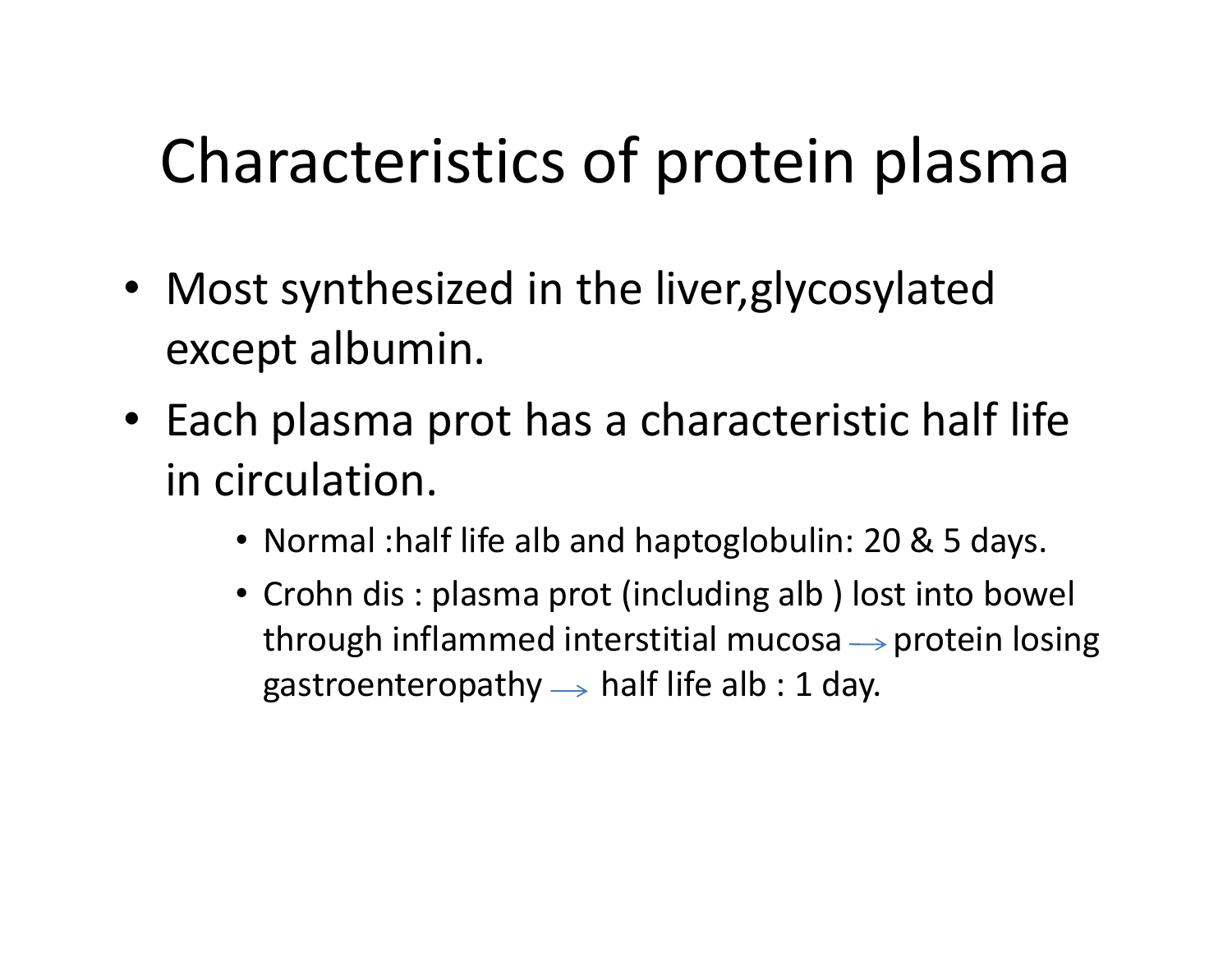# Characteristics of protein plasma

- Most synthesized in the liver,glycosylated except albumin.
- Each plasma prot has a characteristic half life in circulation.
  - Normal :half life alb and haptoglobulin: 20 & 5 days.
  - Crohn dis : plasma prot (including alb ) lost into bowel through inflammed interstitial mucosa → protein losing gastroenteropathy → half life alb : 1 day.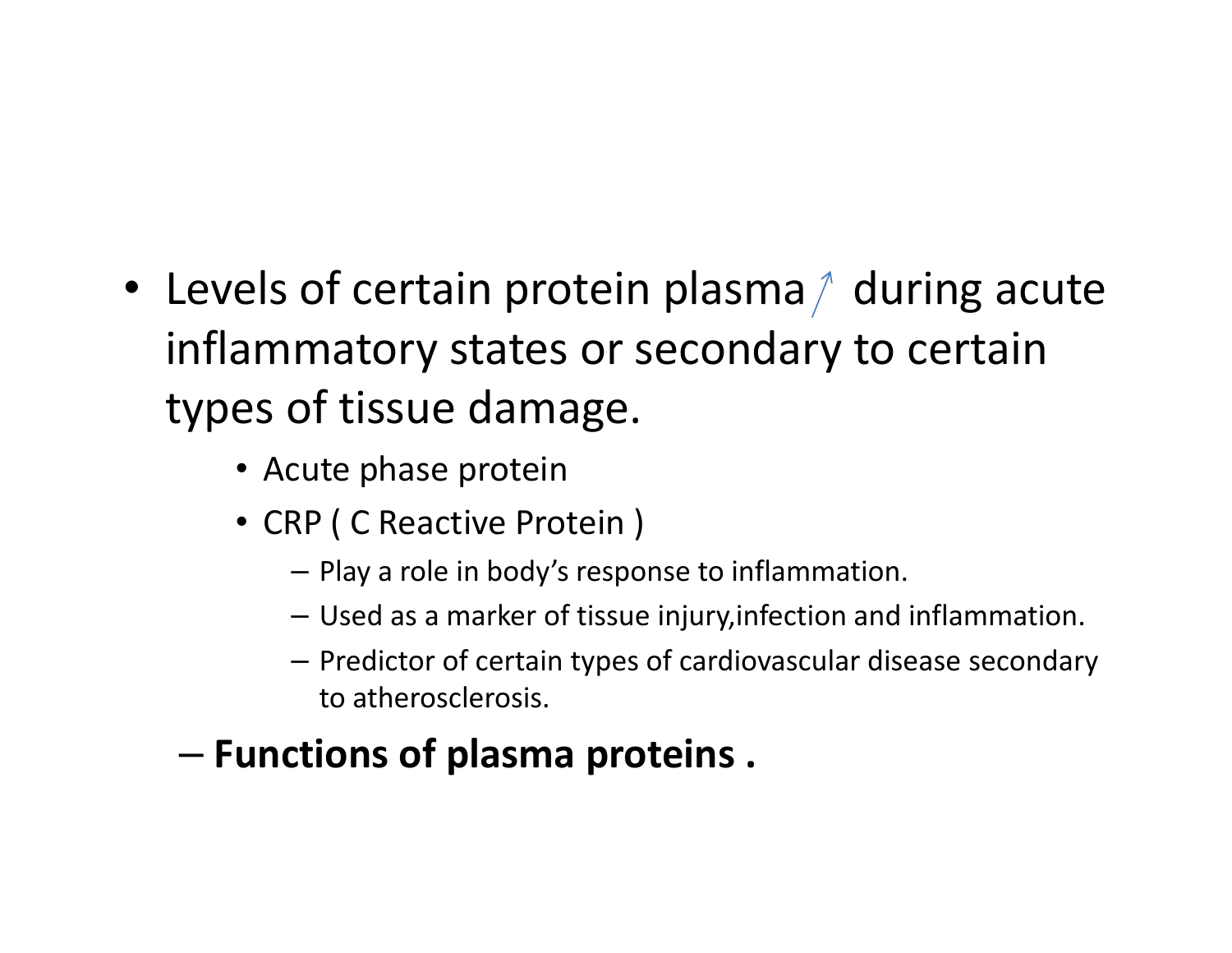- Levels of certain protein plasma ↑ during acute inflammatory states or secondary to certain types of tissue damage.
  - Acute phase protein
  - CRP ( C Reactive Protein )
    - Play a role in body's response to inflammation.
    - Used as a marker of tissue injury,infection and inflammation.
    - Predictor of certain types of cardiovascular disease secondary to atherosclerosis.

– **Functions of plasma proteins .**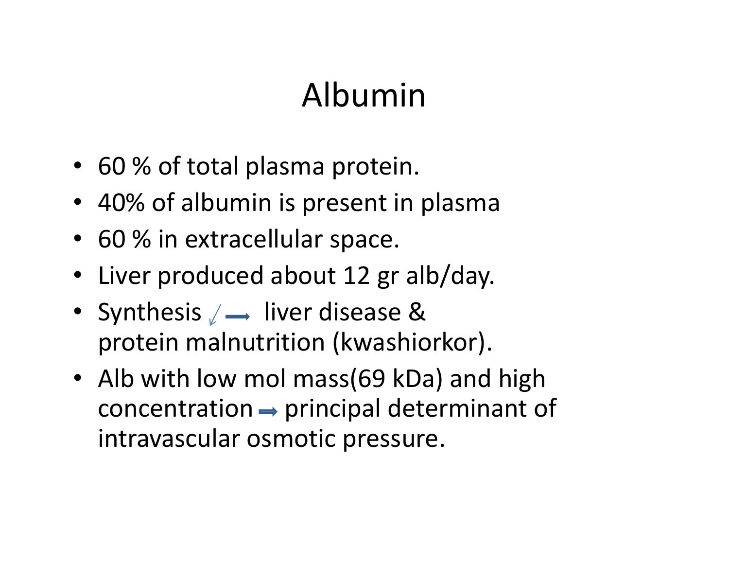# Albumin

- 60 % of total plasma protein.
- 40% of albumin is present in plasma
- 60 % in extracellular space.
- Liver produced about 12 gr alb/day.
- Synthesis ↓ ⟶ liver disease & protein malnutrition (kwashiorkor).
- Alb with low mol mass(69 kDa) and high concentration ⇒ principal determinant of intravascular osmotic pressure.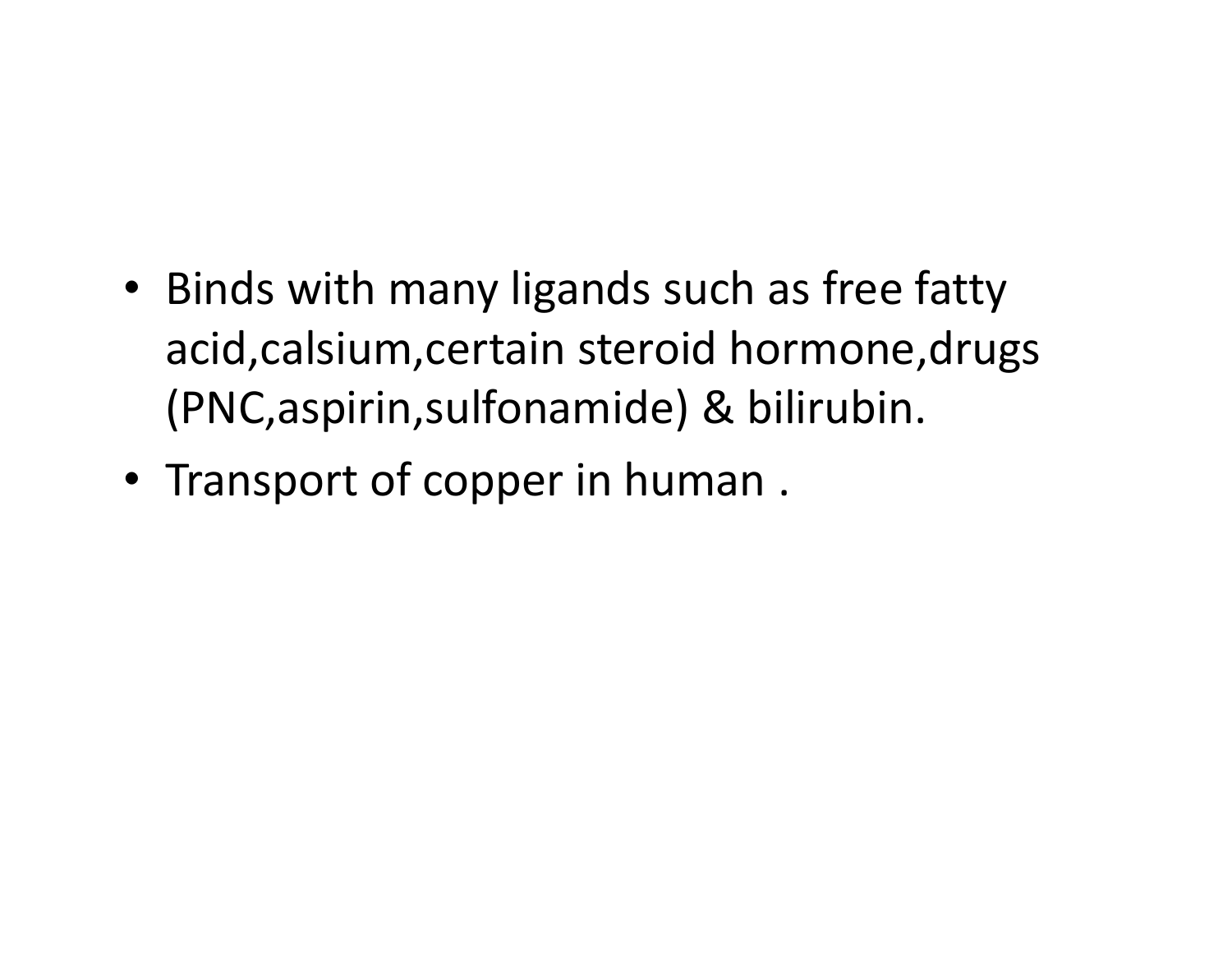- Binds with many ligands such as free fatty acid,calsium,certain steroid hormone,drugs (PNC,aspirin,sulfonamide) & bilirubin.
- Transport of copper in human .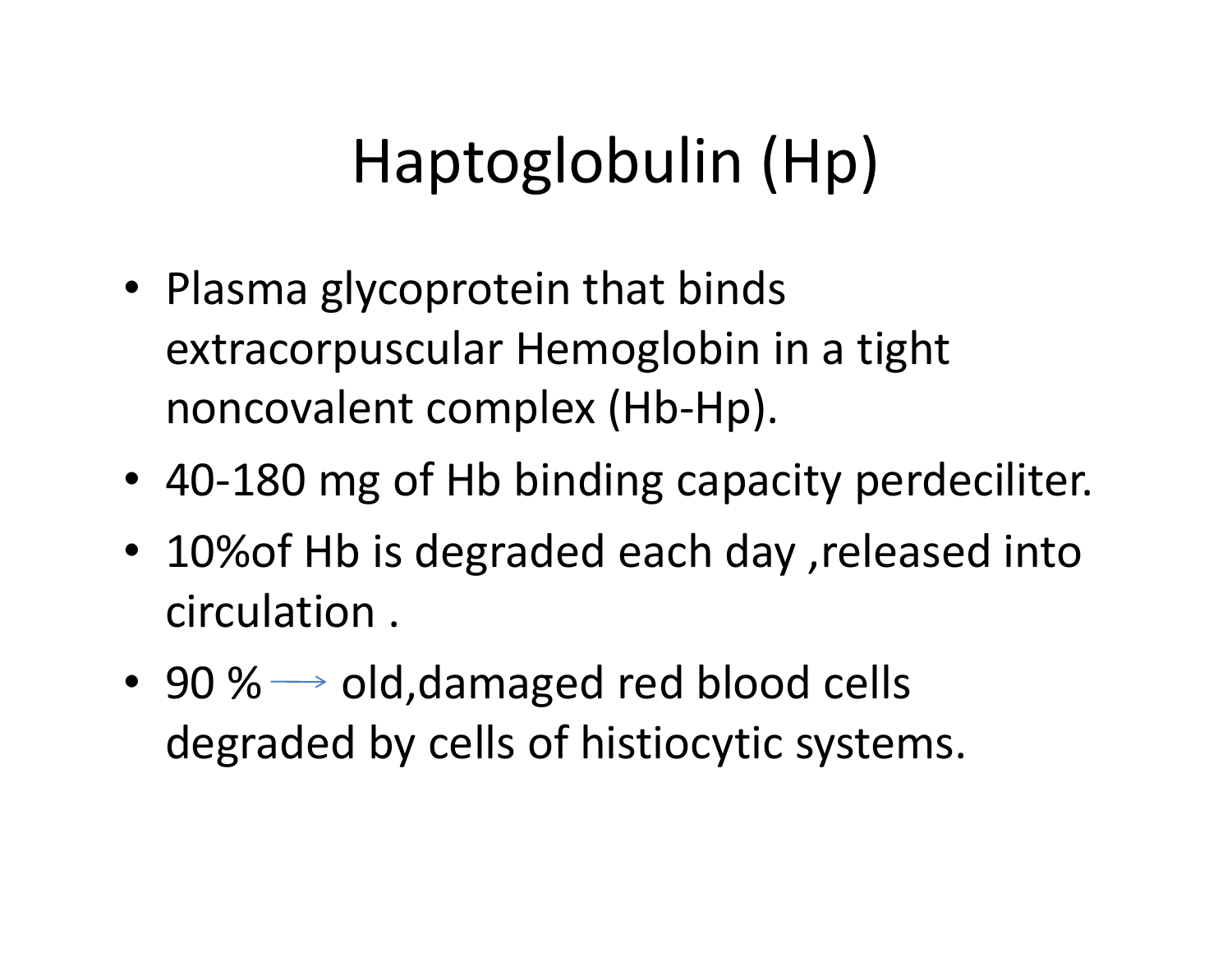# Haptoglobulin (Hp)

- Plasma glycoprotein that binds extracorpuscular Hemoglobin in a tight noncovalent complex (Hb-Hp).
- 40-180 mg of Hb binding capacity perdeciliter.
- 10%of Hb is degraded each day ,released into circulation .
- 90 % ⟶ old,damaged red blood cells degraded by cells of histiocytic systems.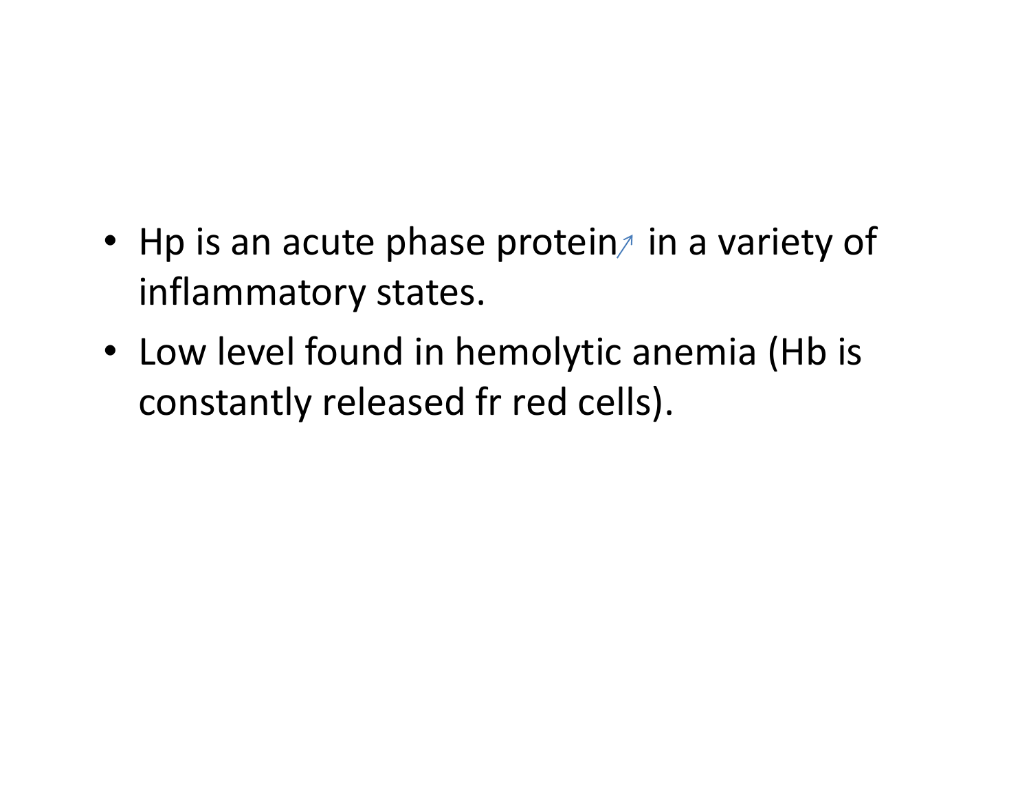- Hp is an acute phase protein↗ in a variety of inflammatory states.
- Low level found in hemolytic anemia (Hb is constantly released fr red cells).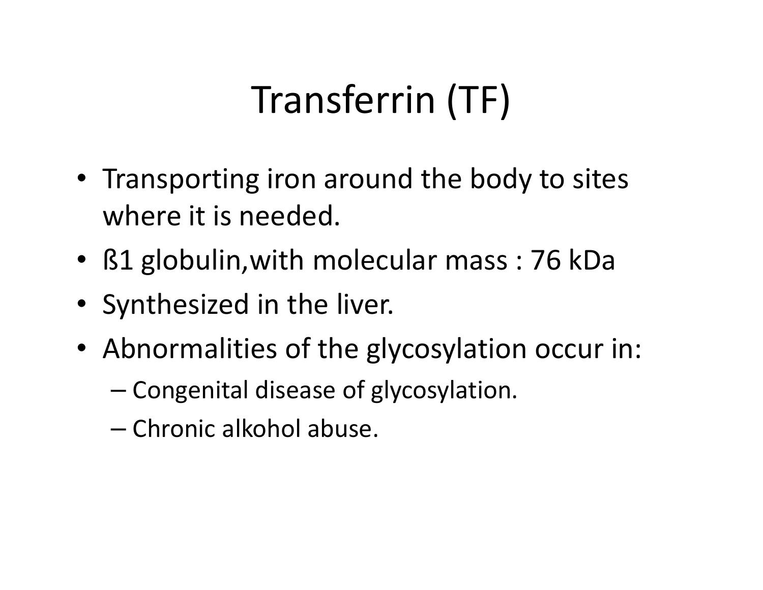# Transferrin (TF)

- Transporting iron around the body to sites where it is needed.
- ß1 globulin,with molecular mass : 76 kDa
- Synthesized in the liver.
- Abnormalities of the glycosylation occur in:
  - Congenital disease of glycosylation.
  - Chronic alkohol abuse.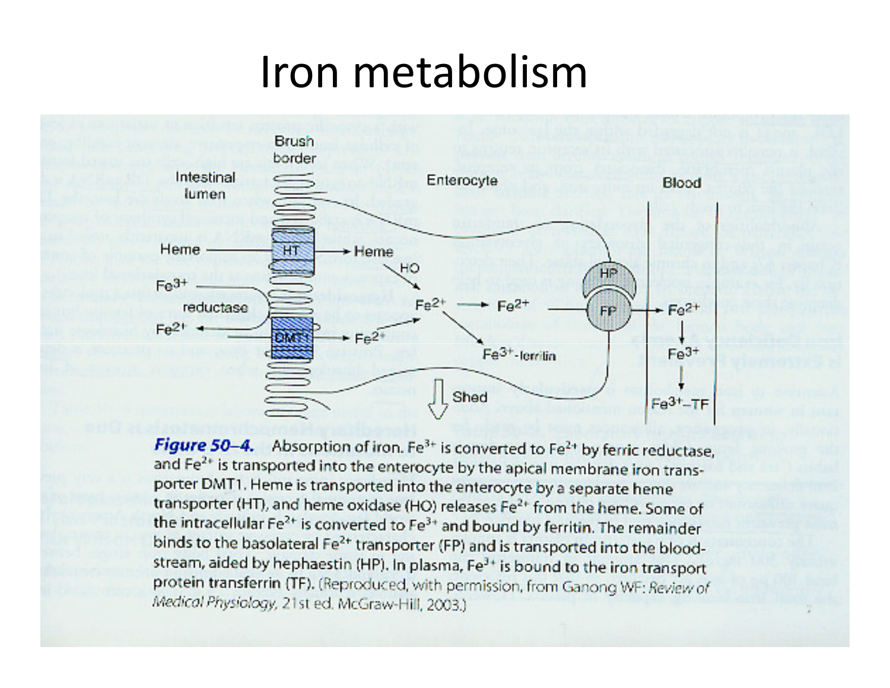# Iron metabolism

**Figure 50–4.** Absorption of iron. $Fe^{3+}$ is converted to $Fe^{2+}$ by ferric reductase, and $Fe^{2+}$ is transported into the enterocyte by the apical membrane iron transporter DMT1. Heme is transported into the enterocyte by a separate heme transporter (HT), and heme oxidase (HO) releases $Fe^{2+}$ from the heme. Some of the intracellular $Fe^{2+}$ is converted to $Fe^{3+}$ and bound by ferritin. The remainder binds to the basolateral $Fe^{2+}$ transporter (FP) and is transported into the bloodstream, aided by hephaestin (HP). In plasma, $Fe^{3+}$ is bound to the iron transport protein transferrin (TF). (Reproduced, with permission, from Ganong WF: *Review of Medical Physiology*, 21st ed. McGraw-Hill, 2003.)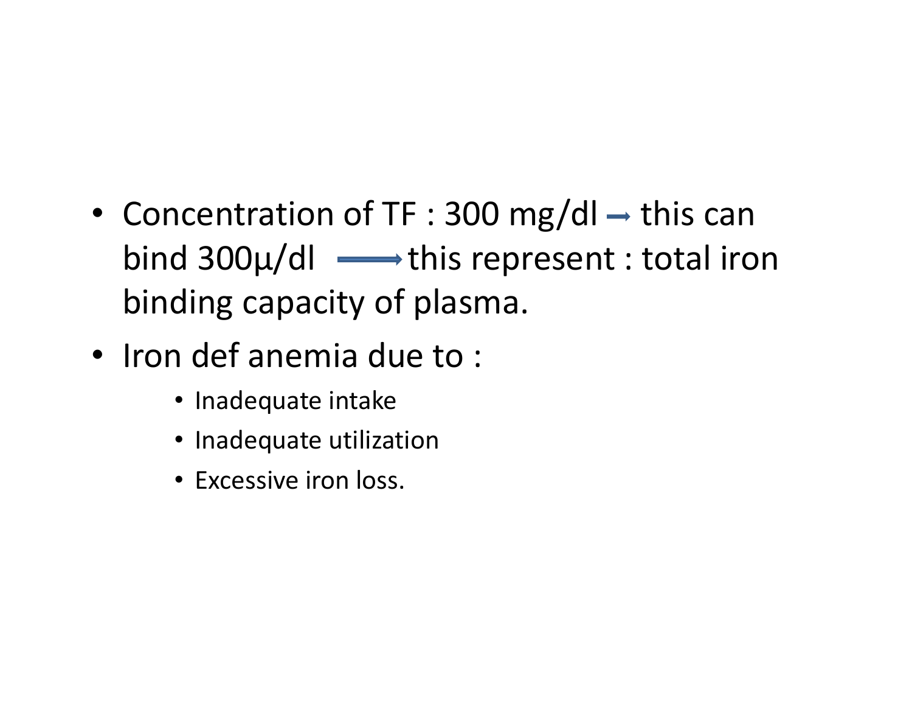- Concentration of TF : 300 mg/dl → this can bind 300µ/dl ⟶ this represent : total iron binding capacity of plasma.
- Iron def anemia due to :
  - Inadequate intake
  - Inadequate utilization
  - Excessive iron loss.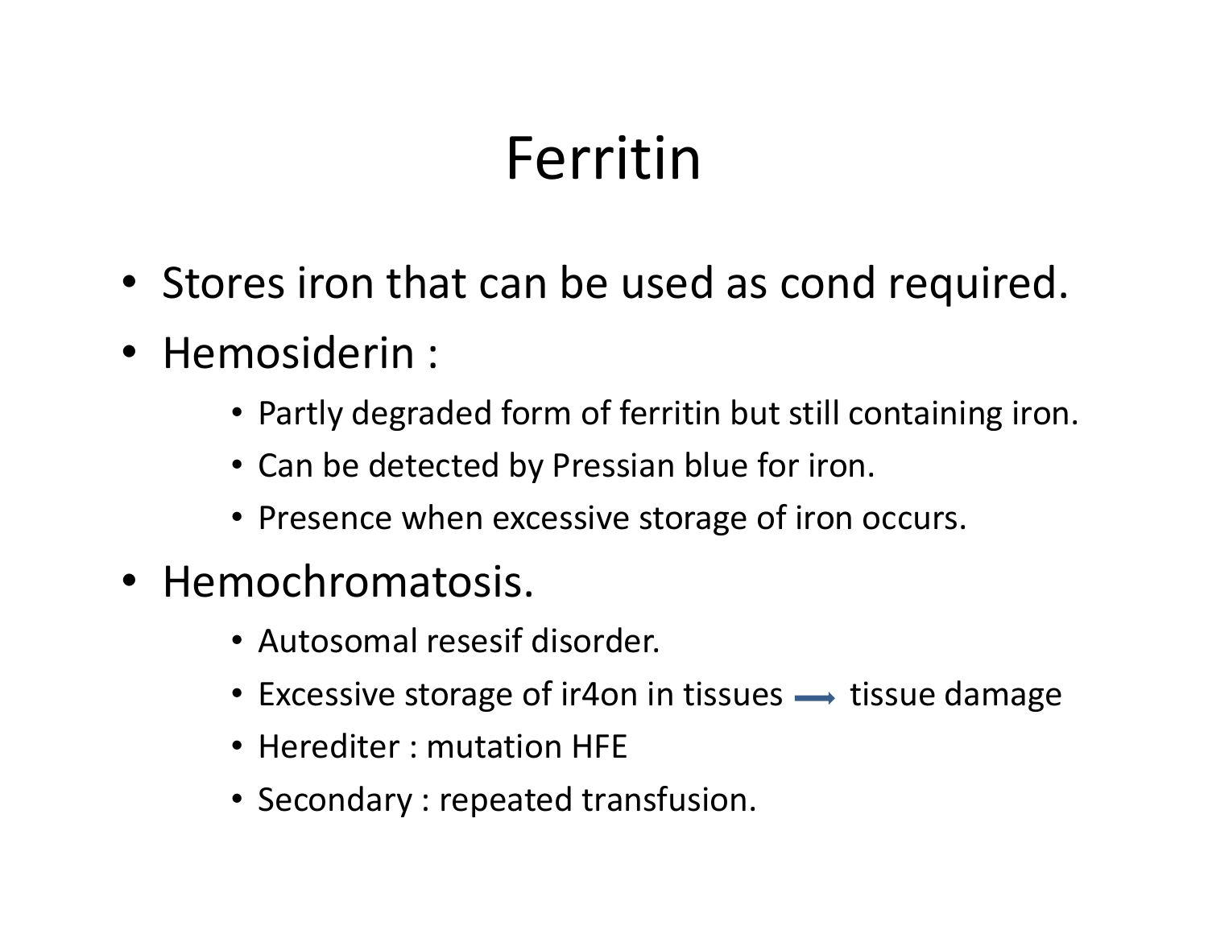# Ferritin

- Stores iron that can be used as cond required.
- Hemosiderin :
  - Partly degraded form of ferritin but still containing iron.
  - Can be detected by Pressian blue for iron.
  - Presence when excessive storage of iron occurs.
- Hemochromatosis.
  - Autosomal resesif disorder.
  - Excessive storage of ir4on in tissues ⟶ tissue damage
  - Herediter : mutation HFE
  - Secondary : repeated transfusion.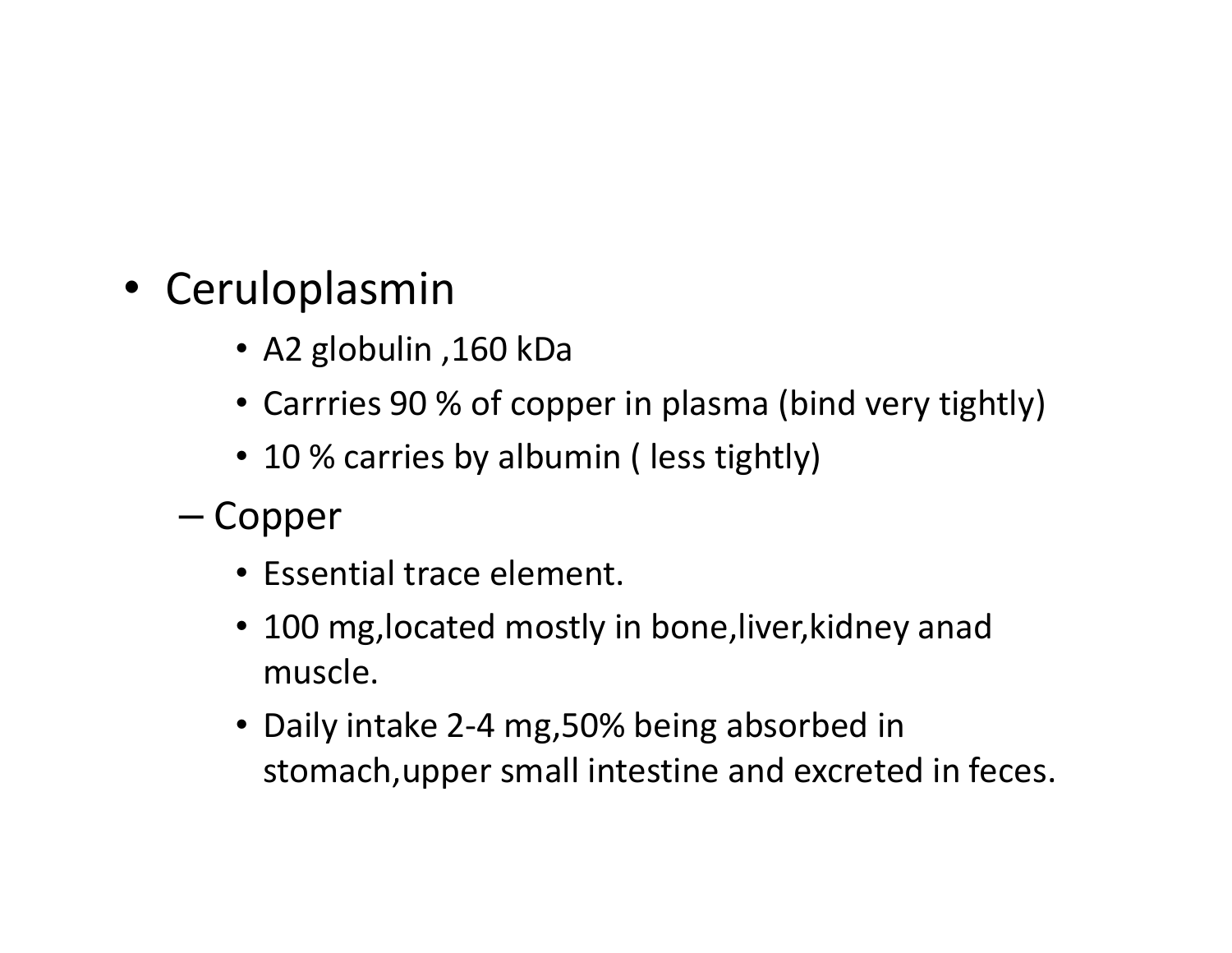- Ceruloplasmin
    - A2 globulin ,160 kDa
    - Carrries 90 % of copper in plasma (bind very tightly)
    - 10 % carries by albumin ( less tightly)
  - Copper
    - Essential trace element.
    - 100 mg,located mostly in bone,liver,kidney anad muscle.
    - Daily intake 2-4 mg,50% being absorbed in stomach,upper small intestine and excreted in feces.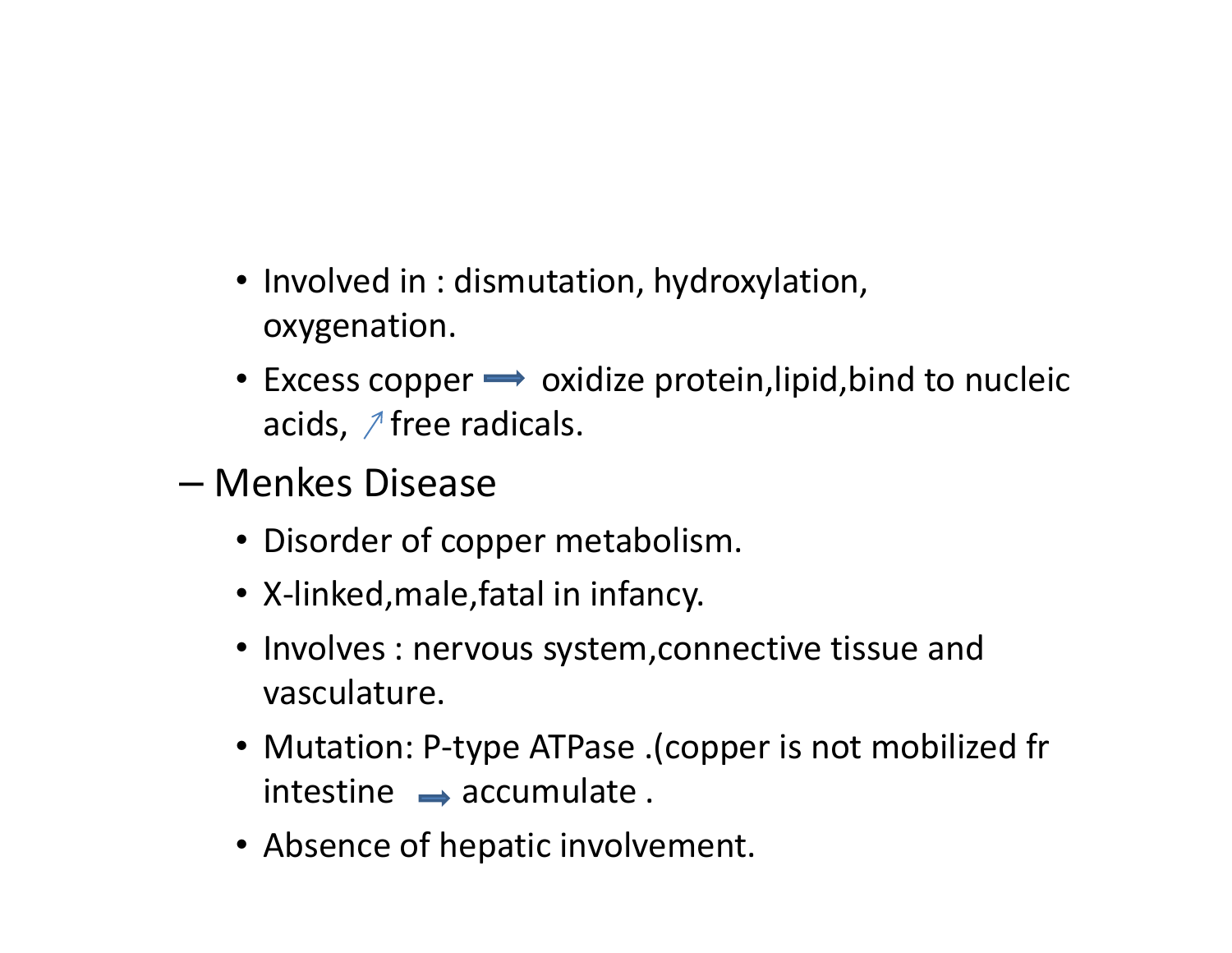- Involved in : dismutation, hydroxylation, oxygenation.
- Excess copper ⟹ oxidize protein,lipid,bind to nucleic acids, ↗ free radicals.

– Menkes Disease
  - Disorder of copper metabolism.
  - X-linked,male,fatal in infancy.
  - Involves : nervous system,connective tissue and vasculature.
  - Mutation: P-type ATPase .(copper is not mobilized fr intestine ⟹ accumulate .
  - Absence of hepatic involvement.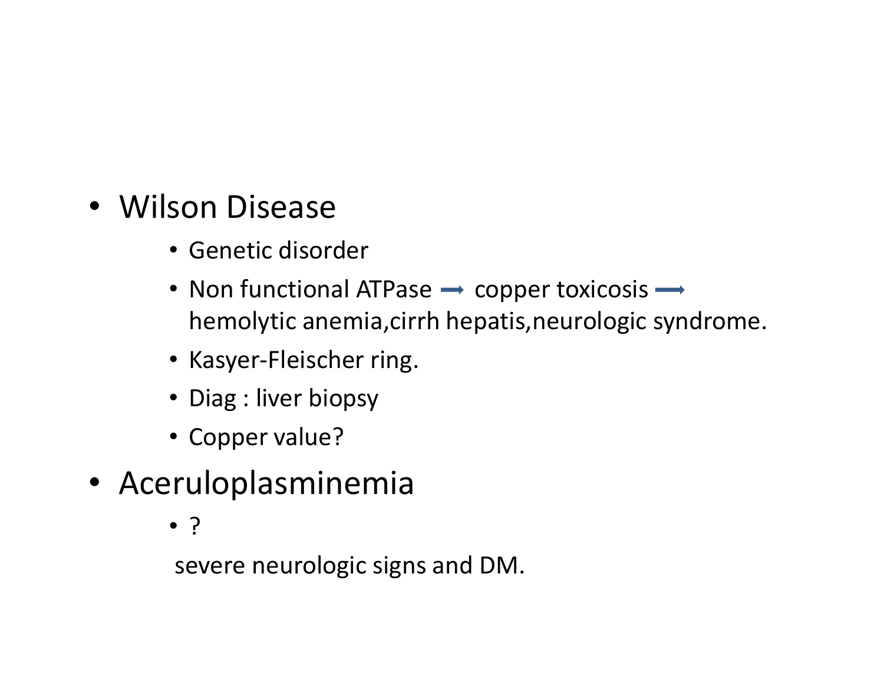- Wilson Disease
  - Genetic disorder
  - Non functional ATPase ⟶ copper toxicosis ⟶ hemolytic anemia,cirrh hepatis,neurologic syndrome.
  - Kasyer-Fleischer ring.
  - Diag : liver biopsy
  - Copper value?
- Aceruloplasminemia
  - ?

  severe neurologic signs and DM.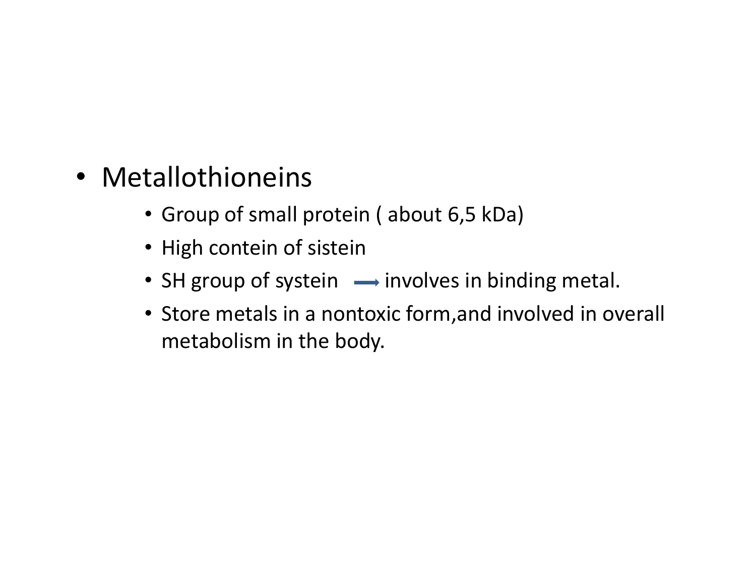- Metallothioneins
  - Group of small protein ( about 6,5 kDa)
  - High contein of sistein
  - SH group of systein → involves in binding metal.
  - Store metals in a nontoxic form,and involved in overall metabolism in the body.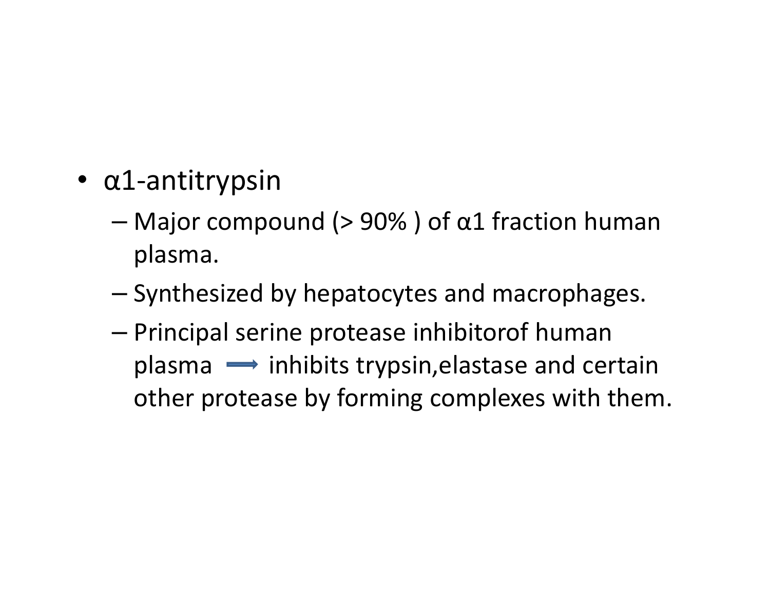- α1-antitrypsin
  - Major compound (> 90% ) of α1 fraction human plasma.
  - Synthesized by hepatocytes and macrophages.
  - Principal serine protease inhibitorof human plasma ⟶ inhibits trypsin,elastase and certain other protease by forming complexes with them.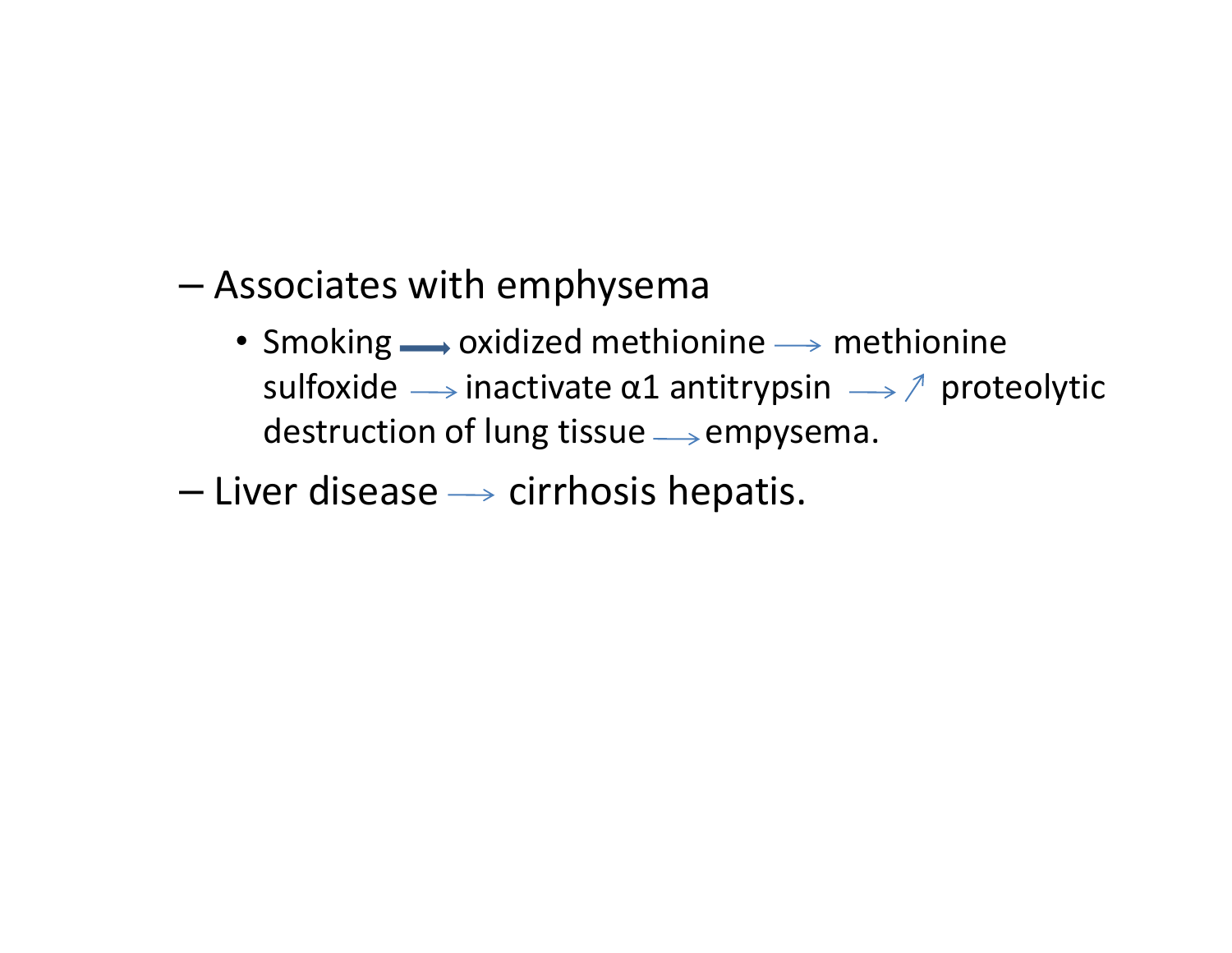- Associates with emphysema
  - Smoking → oxidized methionine → methionine sulfoxide → inactivate α1 antitrypsin → ↗ proteolytic destruction of lung tissue → empysema.
- Liver disease → cirrhosis hepatis.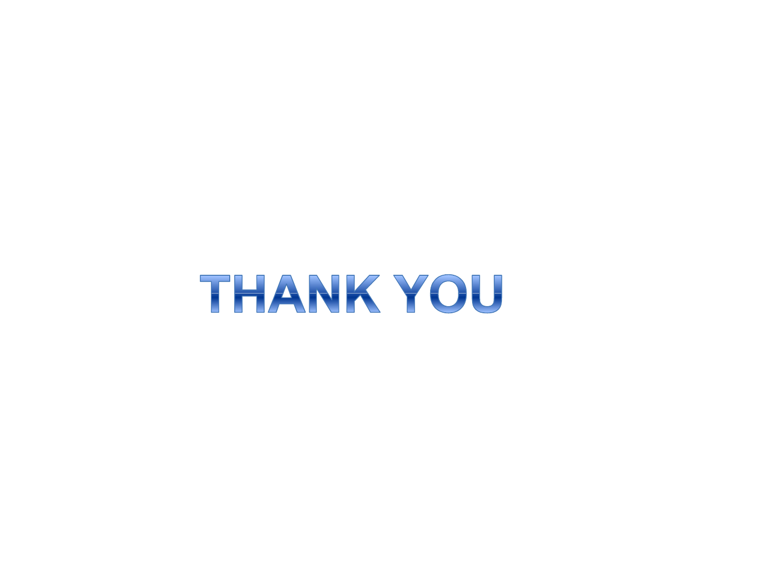# THANK YOU